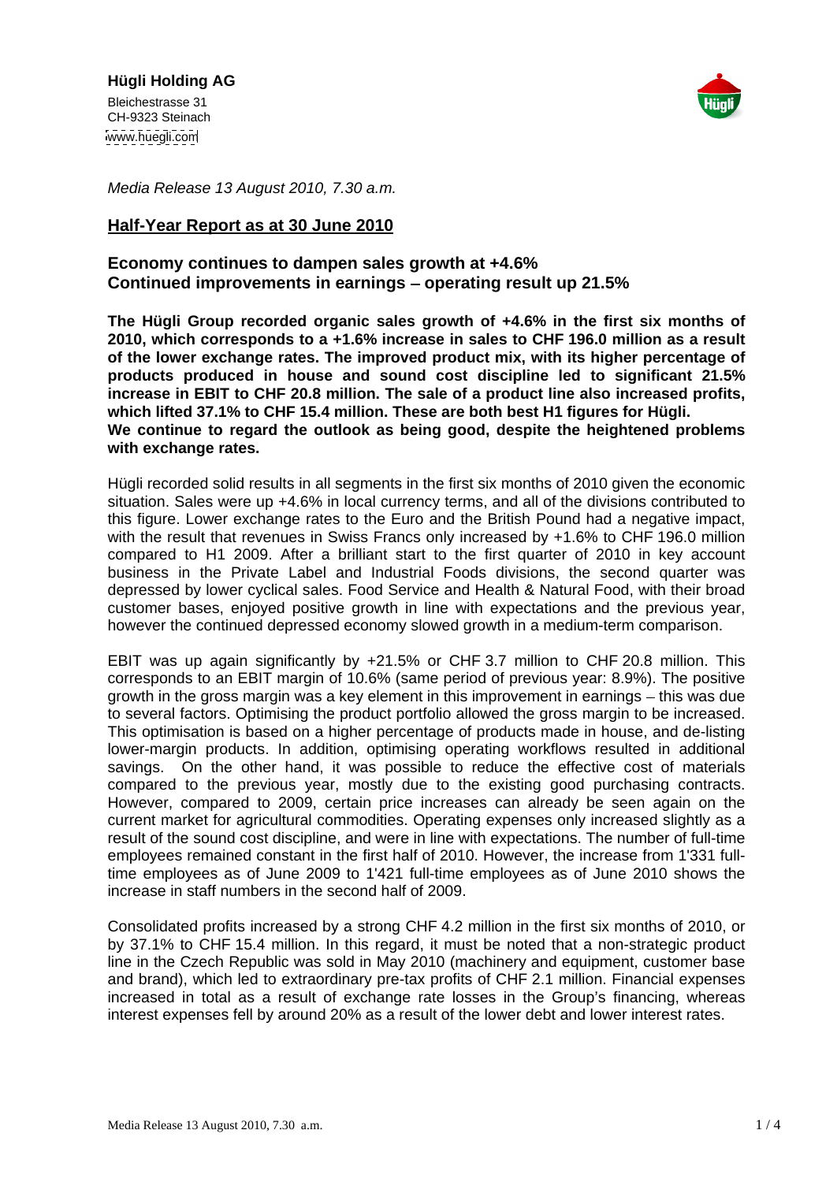**Hügli Holding AG**

Bleichestrasse 31
CH-9323 Steinach
www.huegli.com

*Media Release 13 August 2010, 7.30 a.m.*

## Half-Year Report as at 30 June 2010

### Economy continues to dampen sales growth at +4.6%
### Continued improvements in earnings – operating result up 21.5%

**The Hügli Group recorded organic sales growth of +4.6% in the first six months of 2010, which corresponds to a +1.6% increase in sales to CHF 196.0 million as a result of the lower exchange rates. The improved product mix, with its higher percentage of products produced in house and sound cost discipline led to significant 21.5% increase in EBIT to CHF 20.8 million. The sale of a product line also increased profits, which lifted 37.1% to CHF 15.4 million. These are both best H1 figures for Hügli.**
**We continue to regard the outlook as being good, despite the heightened problems with exchange rates.**

Hügli recorded solid results in all segments in the first six months of 2010 given the economic situation. Sales were up +4.6% in local currency terms, and all of the divisions contributed to this figure. Lower exchange rates to the Euro and the British Pound had a negative impact, with the result that revenues in Swiss Francs only increased by +1.6% to CHF 196.0 million compared to H1 2009. After a brilliant start to the first quarter of 2010 in key account business in the Private Label and Industrial Foods divisions, the second quarter was depressed by lower cyclical sales. Food Service and Health & Natural Food, with their broad customer bases, enjoyed positive growth in line with expectations and the previous year, however the continued depressed economy slowed growth in a medium-term comparison.

EBIT was up again significantly by +21.5% or CHF 3.7 million to CHF 20.8 million. This corresponds to an EBIT margin of 10.6% (same period of previous year: 8.9%). The positive growth in the gross margin was a key element in this improvement in earnings – this was due to several factors. Optimising the product portfolio allowed the gross margin to be increased. This optimisation is based on a higher percentage of products made in house, and de-listing lower-margin products. In addition, optimising operating workflows resulted in additional savings. On the other hand, it was possible to reduce the effective cost of materials compared to the previous year, mostly due to the existing good purchasing contracts. However, compared to 2009, certain price increases can already be seen again on the current market for agricultural commodities. Operating expenses only increased slightly as a result of the sound cost discipline, and were in line with expectations. The number of full-time employees remained constant in the first half of 2010. However, the increase from 1'331 full-time employees as of June 2009 to 1'421 full-time employees as of June 2010 shows the increase in staff numbers in the second half of 2009.

Consolidated profits increased by a strong CHF 4.2 million in the first six months of 2010, or by 37.1% to CHF 15.4 million. In this regard, it must be noted that a non-strategic product line in the Czech Republic was sold in May 2010 (machinery and equipment, customer base and brand), which led to extraordinary pre-tax profits of CHF 2.1 million. Financial expenses increased in total as a result of exchange rate losses in the Group's financing, whereas interest expenses fell by around 20% as a result of the lower debt and lower interest rates.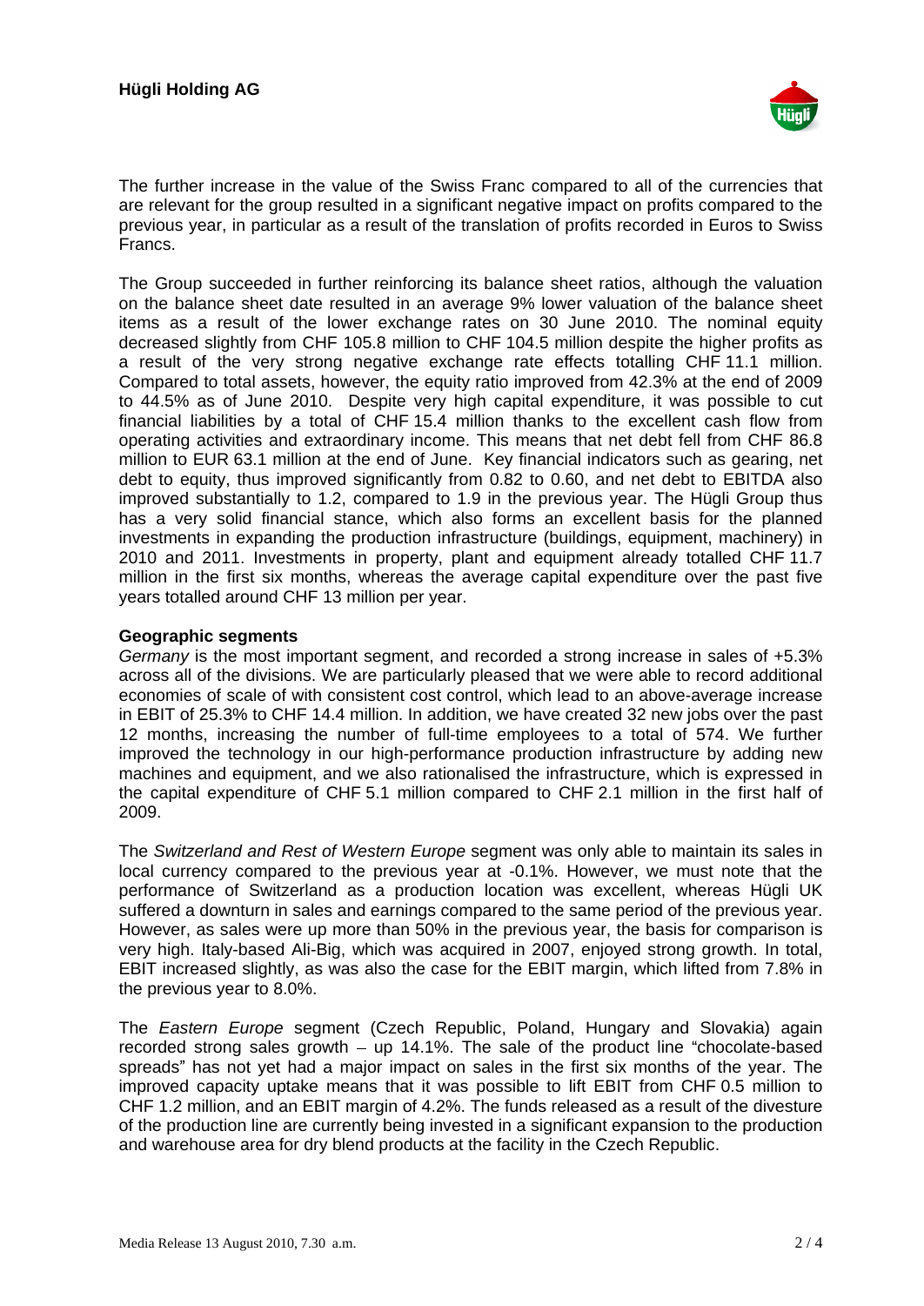The further increase in the value of the Swiss Franc compared to all of the currencies that are relevant for the group resulted in a significant negative impact on profits compared to the previous year, in particular as a result of the translation of profits recorded in Euros to Swiss Francs.

The Group succeeded in further reinforcing its balance sheet ratios, although the valuation on the balance sheet date resulted in an average 9% lower valuation of the balance sheet items as a result of the lower exchange rates on 30 June 2010. The nominal equity decreased slightly from CHF 105.8 million to CHF 104.5 million despite the higher profits as a result of the very strong negative exchange rate effects totalling CHF 11.1 million. Compared to total assets, however, the equity ratio improved from 42.3% at the end of 2009 to 44.5% as of June 2010. Despite very high capital expenditure, it was possible to cut financial liabilities by a total of CHF 15.4 million thanks to the excellent cash flow from operating activities and extraordinary income. This means that net debt fell from CHF 86.8 million to EUR 63.1 million at the end of June. Key financial indicators such as gearing, net debt to equity, thus improved significantly from 0.82 to 0.60, and net debt to EBITDA also improved substantially to 1.2, compared to 1.9 in the previous year. The Hügli Group thus has a very solid financial stance, which also forms an excellent basis for the planned investments in expanding the production infrastructure (buildings, equipment, machinery) in 2010 and 2011. Investments in property, plant and equipment already totalled CHF 11.7 million in the first six months, whereas the average capital expenditure over the past five years totalled around CHF 13 million per year.

**Geographic segments**

*Germany* is the most important segment, and recorded a strong increase in sales of +5.3% across all of the divisions. We are particularly pleased that we were able to record additional economies of scale of with consistent cost control, which lead to an above-average increase in EBIT of 25.3% to CHF 14.4 million. In addition, we have created 32 new jobs over the past 12 months, increasing the number of full-time employees to a total of 574. We further improved the technology in our high-performance production infrastructure by adding new machines and equipment, and we also rationalised the infrastructure, which is expressed in the capital expenditure of CHF 5.1 million compared to CHF 2.1 million in the first half of 2009.

The *Switzerland and Rest of Western Europe* segment was only able to maintain its sales in local currency compared to the previous year at -0.1%. However, we must note that the performance of Switzerland as a production location was excellent, whereas Hügli UK suffered a downturn in sales and earnings compared to the same period of the previous year. However, as sales were up more than 50% in the previous year, the basis for comparison is very high. Italy-based Ali-Big, which was acquired in 2007, enjoyed strong growth. In total, EBIT increased slightly, as was also the case for the EBIT margin, which lifted from 7.8% in the previous year to 8.0%.

The *Eastern Europe* segment (Czech Republic, Poland, Hungary and Slovakia) again recorded strong sales growth – up 14.1%. The sale of the product line "chocolate-based spreads" has not yet had a major impact on sales in the first six months of the year. The improved capacity uptake means that it was possible to lift EBIT from CHF 0.5 million to CHF 1.2 million, and an EBIT margin of 4.2%. The funds released as a result of the divesture of the production line are currently being invested in a significant expansion to the production and warehouse area for dry blend products at the facility in the Czech Republic.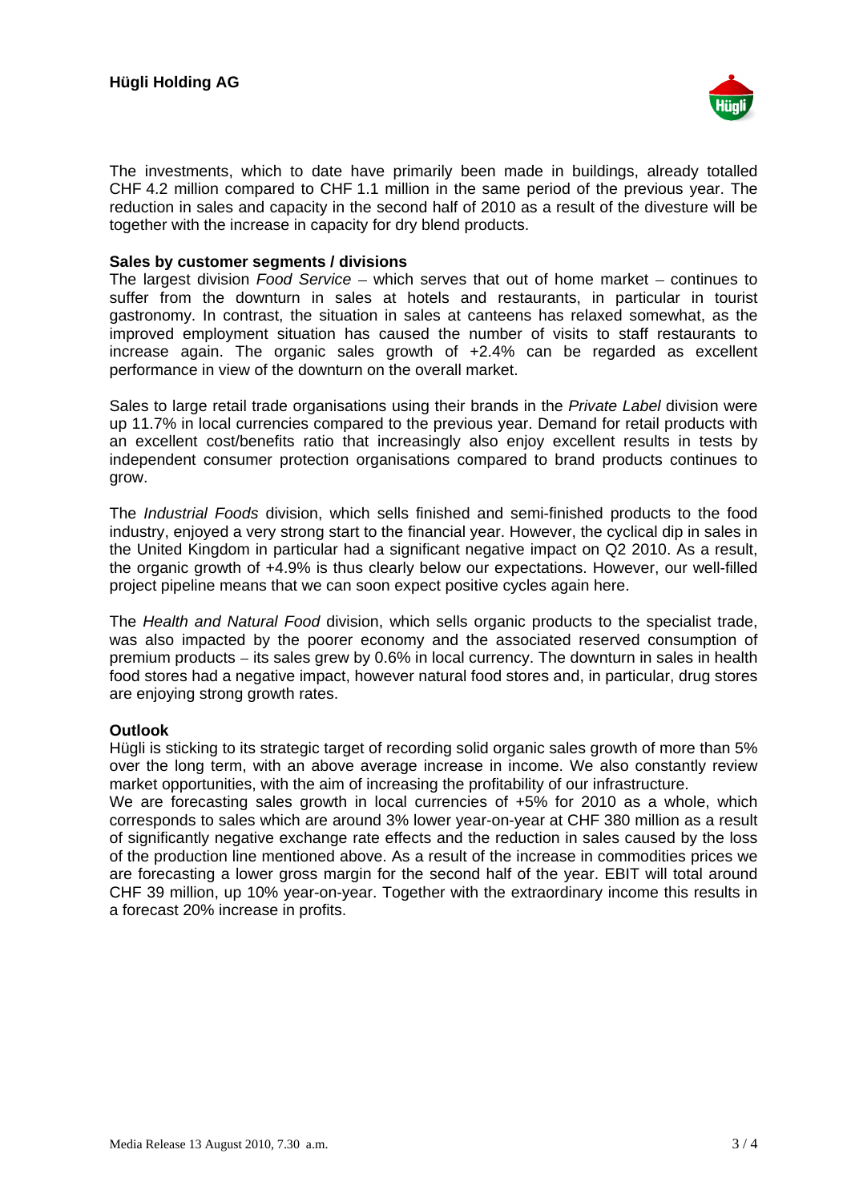The investments, which to date have primarily been made in buildings, already totalled CHF 4.2 million compared to CHF 1.1 million in the same period of the previous year. The reduction in sales and capacity in the second half of 2010 as a result of the divesture will be together with the increase in capacity for dry blend products.

**Sales by customer segments / divisions**

The largest division *Food Service* – which serves that out of home market – continues to suffer from the downturn in sales at hotels and restaurants, in particular in tourist gastronomy. In contrast, the situation in sales at canteens has relaxed somewhat, as the improved employment situation has caused the number of visits to staff restaurants to increase again. The organic sales growth of +2.4% can be regarded as excellent performance in view of the downturn on the overall market.

Sales to large retail trade organisations using their brands in the *Private Label* division were up 11.7% in local currencies compared to the previous year. Demand for retail products with an excellent cost/benefits ratio that increasingly also enjoy excellent results in tests by independent consumer protection organisations compared to brand products continues to grow.

The *Industrial Foods* division, which sells finished and semi-finished products to the food industry, enjoyed a very strong start to the financial year. However, the cyclical dip in sales in the United Kingdom in particular had a significant negative impact on Q2 2010. As a result, the organic growth of +4.9% is thus clearly below our expectations. However, our well-filled project pipeline means that we can soon expect positive cycles again here.

The *Health and Natural Food* division, which sells organic products to the specialist trade, was also impacted by the poorer economy and the associated reserved consumption of premium products – its sales grew by 0.6% in local currency. The downturn in sales in health food stores had a negative impact, however natural food stores and, in particular, drug stores are enjoying strong growth rates.

**Outlook**

Hügli is sticking to its strategic target of recording solid organic sales growth of more than 5% over the long term, with an above average increase in income. We also constantly review market opportunities, with the aim of increasing the profitability of our infrastructure.

We are forecasting sales growth in local currencies of +5% for 2010 as a whole, which corresponds to sales which are around 3% lower year-on-year at CHF 380 million as a result of significantly negative exchange rate effects and the reduction in sales caused by the loss of the production line mentioned above. As a result of the increase in commodities prices we are forecasting a lower gross margin for the second half of the year. EBIT will total around CHF 39 million, up 10% year-on-year. Together with the extraordinary income this results in a forecast 20% increase in profits.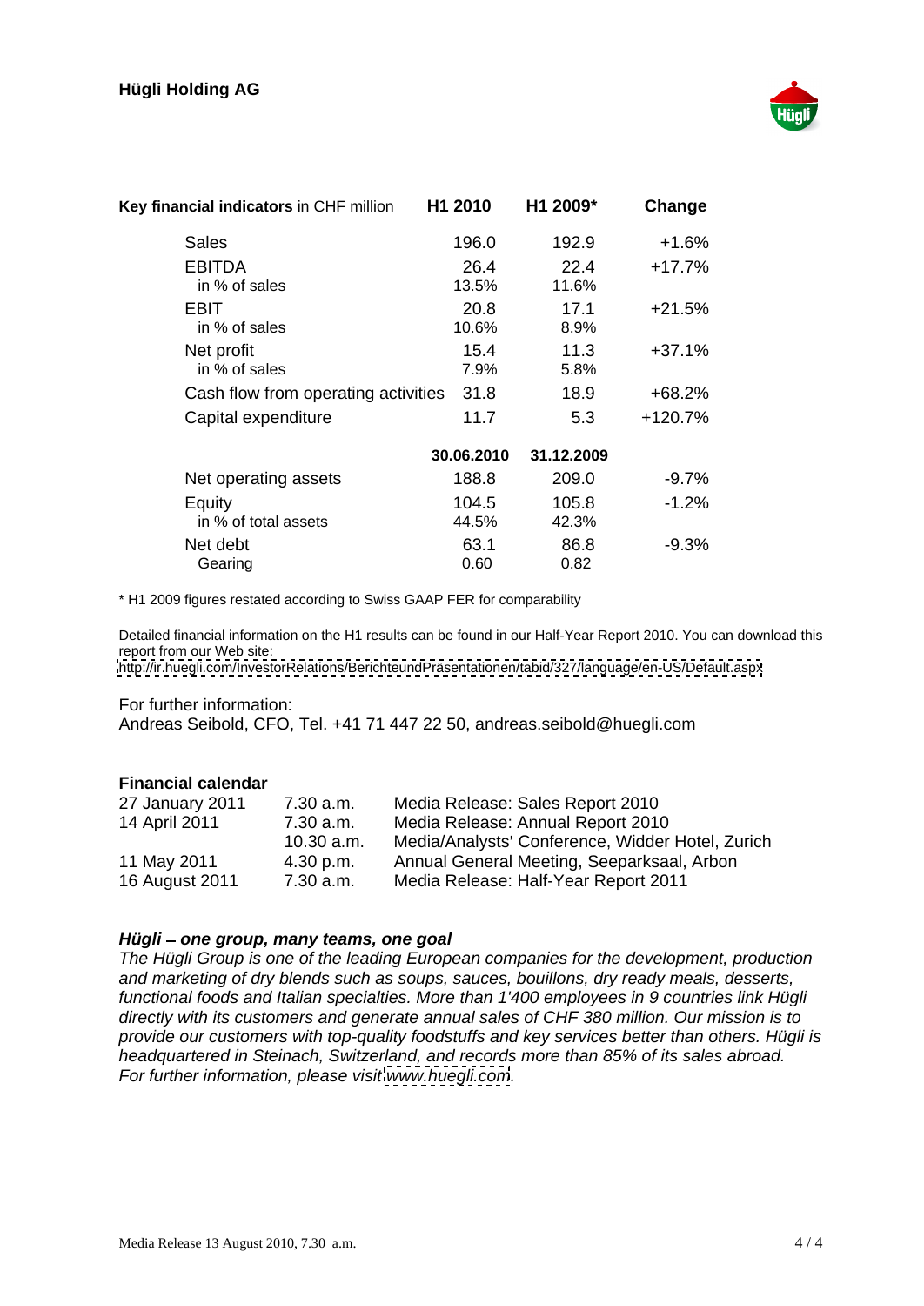**Hügli Holding AG**

| Key financial indicators in CHF million | H1 2010 | H1 2009* | Change |
|---|---|---|---|
| Sales | 196.0 | 192.9 | +1.6% |
| EBITDA | 26.4 | 22.4 | +17.7% |
| in % of sales | 13.5% | 11.6% | |
| EBIT | 20.8 | 17.1 | +21.5% |
| in % of sales | 10.6% | 8.9% | |
| Net profit | 15.4 | 11.3 | +37.1% |
| in % of sales | 7.9% | 5.8% | |
| Cash flow from operating activities | 31.8 | 18.9 | +68.2% |
| Capital expenditure | 11.7 | 5.3 | +120.7% |
| | **30.06.2010** | **31.12.2009** | |
| Net operating assets | 188.8 | 209.0 | -9.7% |
| Equity | 104.5 | 105.8 | -1.2% |
| in % of total assets | 44.5% | 42.3% | |
| Net debt | 63.1 | 86.8 | -9.3% |
| Gearing | 0.60 | 0.82 | |

\* H1 2009 figures restated according to Swiss GAAP FER for comparability

Detailed financial information on the H1 results can be found in our Half-Year Report 2010. You can download this report from our Web site:
http://ir.huegli.com/InvestorRelations/BerichteundPräsentationen/tabid/327/language/en-US/Default.aspx

For further information:
Andreas Seibold, CFO, Tel. +41 71 447 22 50, andreas.seibold@huegli.com

**Financial calendar**

| | | |
|---|---|---|
| 27 January 2011 | 7.30 a.m. | Media Release: Sales Report 2010 |
| 14 April 2011 | 7.30 a.m. | Media Release: Annual Report 2010 |
| | 10.30 a.m. | Media/Analysts' Conference, Widder Hotel, Zurich |
| 11 May 2011 | 4.30 p.m. | Annual General Meeting, Seeparksaal, Arbon |
| 16 August 2011 | 7.30 a.m. | Media Release: Half-Year Report 2011 |

***Hügli – one group, many teams, one goal***

*The Hügli Group is one of the leading European companies for the development, production and marketing of dry blends such as soups, sauces, bouillons, dry ready meals, desserts, functional foods and Italian specialties. More than 1'400 employees in 9 countries link Hügli directly with its customers and generate annual sales of CHF 380 million. Our mission is to provide our customers with top-quality foodstuffs and key services better than others. Hügli is headquartered in Steinach, Switzerland, and records more than 85% of its sales abroad. For further information, please visit www.huegli.com.*

Media Release 13 August 2010, 7.30 a.m.